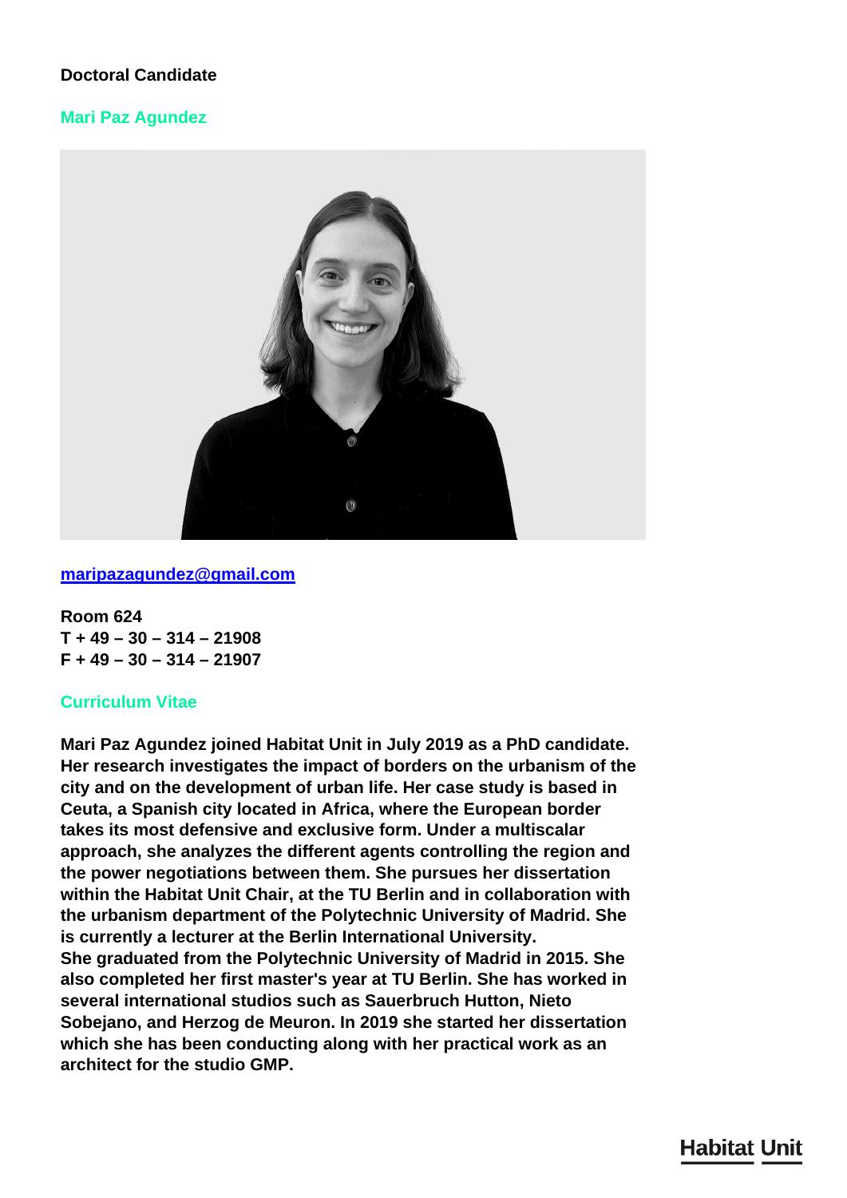**Doctoral Candidate**

## Mari Paz Agundez

[maripazagundez@gmail.com](mailto:maripazagundez@gmail.com)

**Room 624**
**T + 49 – 30 – 314 – 21908**
**F + 49 – 30 – 314 – 21907**

### Curriculum Vitae

**Mari Paz Agundez joined Habitat Unit in July 2019 as a PhD candidate. Her research investigates the impact of borders on the urbanism of the city and on the development of urban life. Her case study is based in Ceuta, a Spanish city located in Africa, where the European border takes its most defensive and exclusive form. Under a multiscalar approach, she analyzes the different agents controlling the region and the power negotiations between them. She pursues her dissertation within the Habitat Unit Chair, at the TU Berlin and in collaboration with the urbanism department of the Polytechnic University of Madrid. She is currently a lecturer at the Berlin International University.**
**She graduated from the Polytechnic University of Madrid in 2015. She also completed her first master's year at TU Berlin. She has worked in several international studios such as Sauerbruch Hutton, Nieto Sobejano, and Herzog de Meuron. In 2019 she started her dissertation which she has been conducting along with her practical work as an architect for the studio GMP.**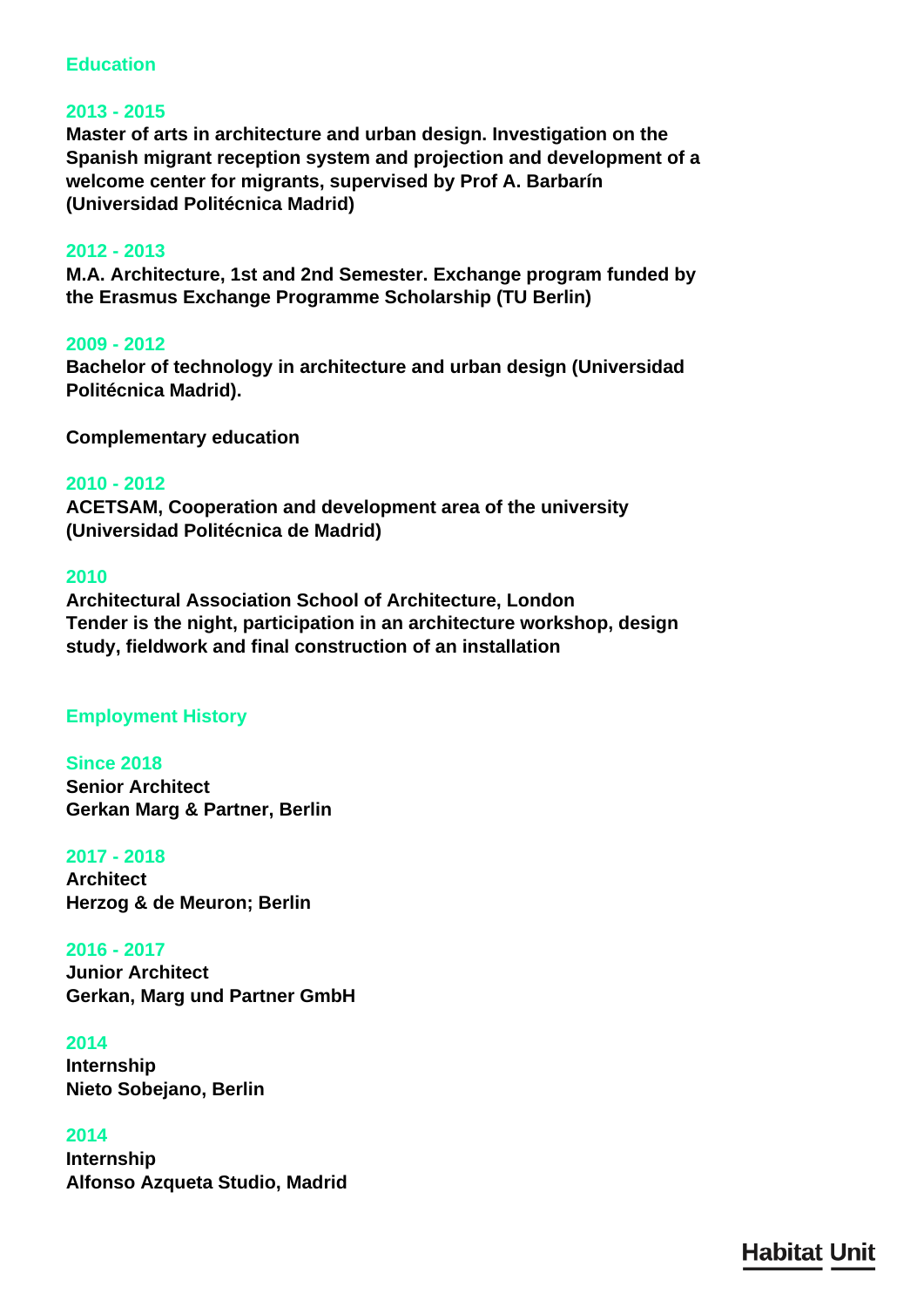## Education

**2013 - 2015**
**Master of arts in architecture and urban design. Investigation on the Spanish migrant reception system and projection and development of a welcome center for migrants, supervised by Prof A. Barbarín (Universidad Politécnica Madrid)**

**2012 - 2013**
**M.A. Architecture, 1st and 2nd Semester. Exchange program funded by the Erasmus Exchange Programme Scholarship (TU Berlin)**

**2009 - 2012**
**Bachelor of technology in architecture and urban design (Universidad Politécnica Madrid).**

**Complementary education**

**2010 - 2012**
**ACETSAM, Cooperation and development area of the university (Universidad Politécnica de Madrid)**

**2010**
**Architectural Association School of Architecture, London**
**Tender is the night, participation in an architecture workshop, design study, fieldwork and final construction of an installation**

## Employment History

**Since 2018**
**Senior Architect**
**Gerkan Marg & Partner, Berlin**

**2017 - 2018**
**Architect**
**Herzog & de Meuron; Berlin**

**2016 - 2017**
**Junior Architect**
**Gerkan, Marg und Partner GmbH**

**2014**
**Internship**
**Nieto Sobejano, Berlin**

**2014**
**Internship**
**Alfonso Azqueta Studio, Madrid**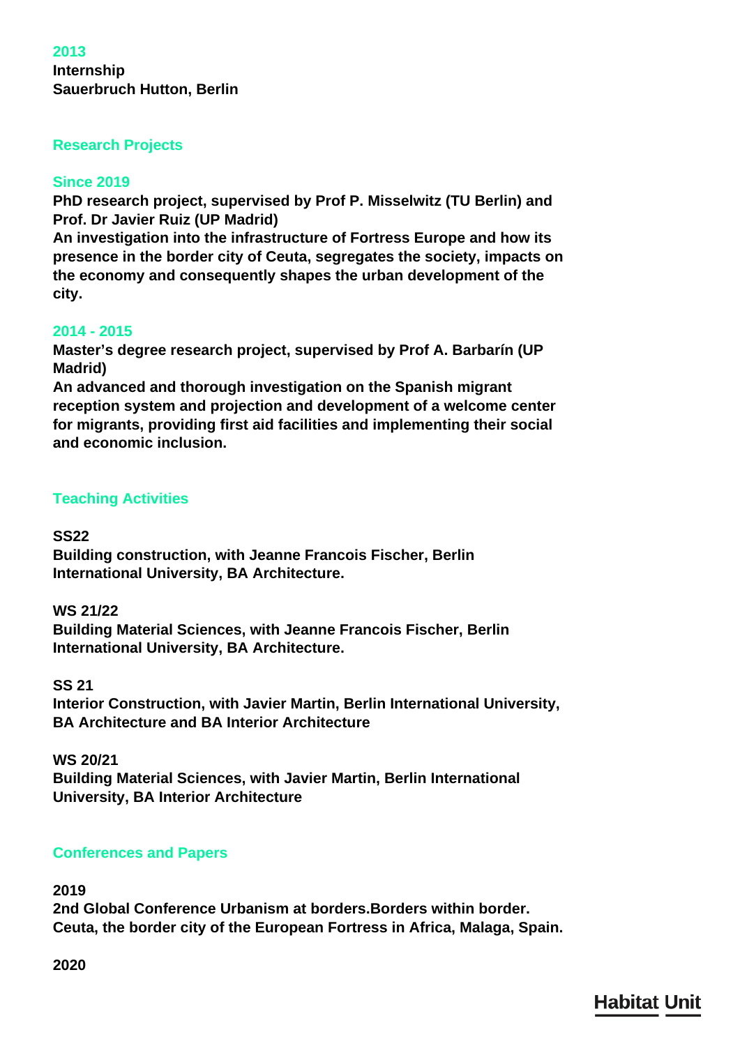**2013**
**Internship**
**Sauerbruch Hutton, Berlin**

## Research Projects

**Since 2019**
**PhD research project, supervised by Prof P. Misselwitz (TU Berlin) and Prof. Dr Javier Ruiz (UP Madrid)**
**An investigation into the infrastructure of Fortress Europe and how its presence in the border city of Ceuta, segregates the society, impacts on the economy and consequently shapes the urban development of the city.**

**2014 - 2015**
**Master's degree research project, supervised by Prof A. Barbarín (UP Madrid)**
**An advanced and thorough investigation on the Spanish migrant reception system and projection and development of a welcome center for migrants, providing first aid facilities and implementing their social and economic inclusion.**

## Teaching Activities

**SS22**
**Building construction, with Jeanne Francois Fischer, Berlin International University, BA Architecture.**

**WS 21/22**
**Building Material Sciences, with Jeanne Francois Fischer, Berlin International University, BA Architecture.**

**SS 21**
**Interior Construction, with Javier Martin, Berlin International University, BA Architecture and BA Interior Architecture**

**WS 20/21**
**Building Material Sciences, with Javier Martin, Berlin International University, BA Interior Architecture**

## Conferences and Papers

**2019**
**2nd Global Conference Urbanism at borders.Borders within border. Ceuta, the border city of the European Fortress in Africa, Malaga, Spain.**

**2020**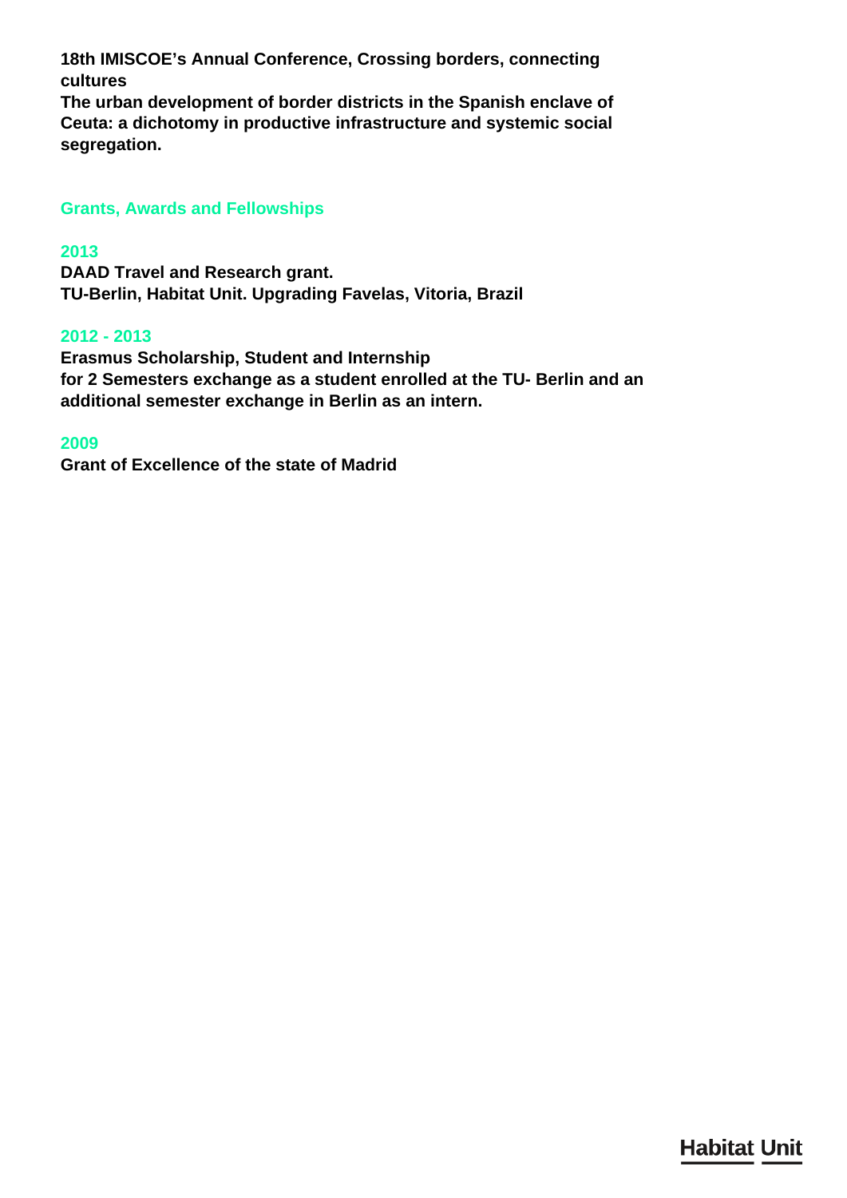**18th IMISCOE's Annual Conference, Crossing borders, connecting cultures**
**The urban development of border districts in the Spanish enclave of Ceuta: a dichotomy in productive infrastructure and systemic social segregation.**

## Grants, Awards and Fellowships

**2013**
**DAAD Travel and Research grant.**
**TU-Berlin, Habitat Unit. Upgrading Favelas, Vitoria, Brazil**

**2012 - 2013**
**Erasmus Scholarship, Student and Internship**
**for 2 Semesters exchange as a student enrolled at the TU- Berlin and an additional semester exchange in Berlin as an intern.**

**2009**
**Grant of Excellence of the state of Madrid**